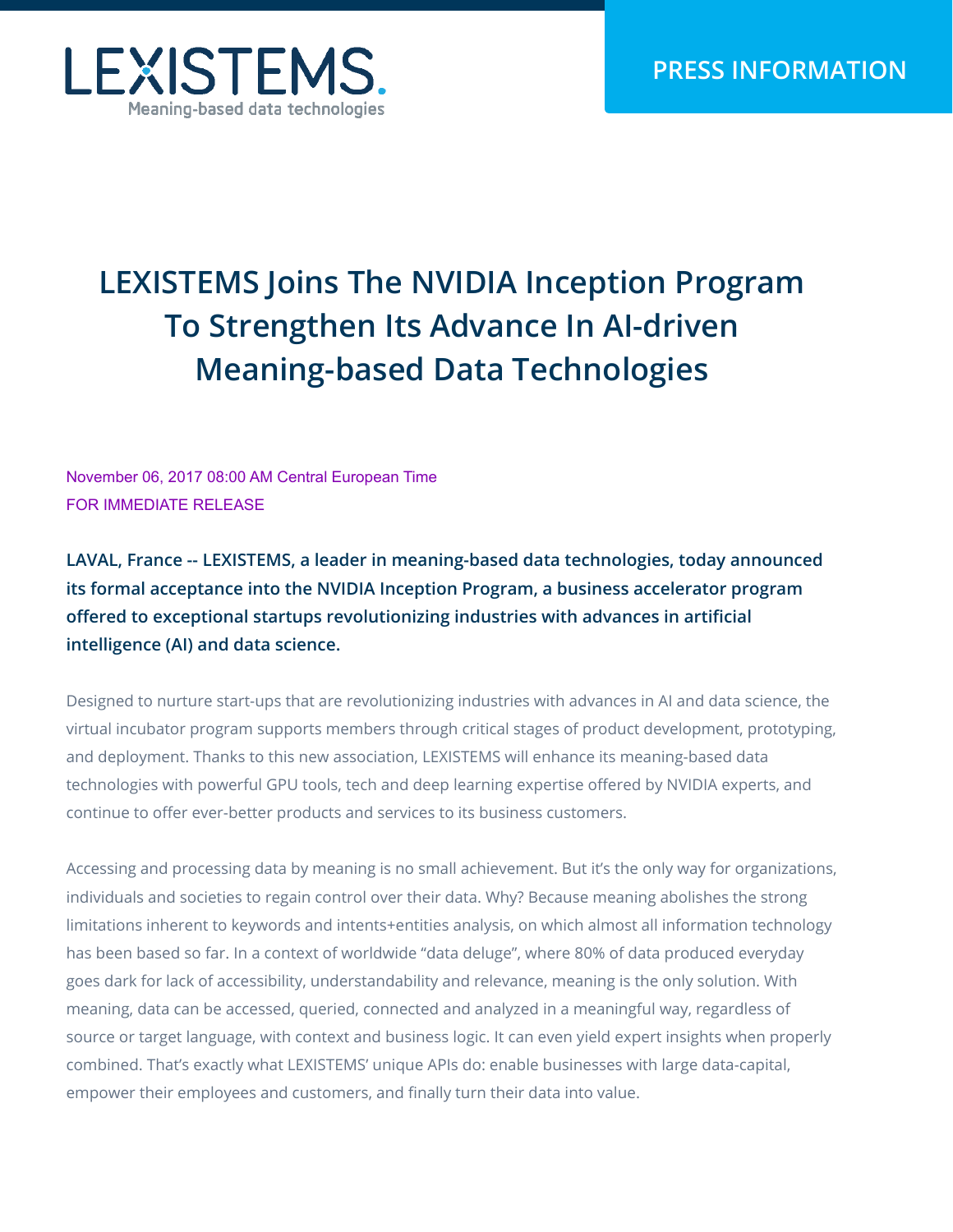LEXISTEMS

Meaning-based data technologies

PRESS INFORMATION

# LEXISTEMS Joins The NVIDIA Inception Program To Strengthen Its Advance In AI-driven Meaning-based Data Technologies

November 06, 2017 08:00 AM Central European Time
FOR IMMEDIATE RELEASE

**LAVAL, France -- LEXISTEMS, a leader in meaning-based data technologies, today announced its formal acceptance into the NVIDIA Inception Program, a business accelerator program offered to exceptional startups revolutionizing industries with advances in artificial intelligence (AI) and data science.**

Designed to nurture start-ups that are revolutionizing industries with advances in AI and data science, the virtual incubator program supports members through critical stages of product development, prototyping, and deployment. Thanks to this new association, LEXISTEMS will enhance its meaning-based data technologies with powerful GPU tools, tech and deep learning expertise offered by NVIDIA experts, and continue to offer ever-better products and services to its business customers.

Accessing and processing data by meaning is no small achievement. But it's the only way for organizations, individuals and societies to regain control over their data. Why? Because meaning abolishes the strong limitations inherent to keywords and intents+entities analysis, on which almost all information technology has been based so far. In a context of worldwide "data deluge", where 80% of data produced everyday goes dark for lack of accessibility, understandability and relevance, meaning is the only solution. With meaning, data can be accessed, queried, connected and analyzed in a meaningful way, regardless of source or target language, with context and business logic. It can even yield expert insights when properly combined. That's exactly what LEXISTEMS' unique APIs do: enable businesses with large data-capital, empower their employees and customers, and finally turn their data into value.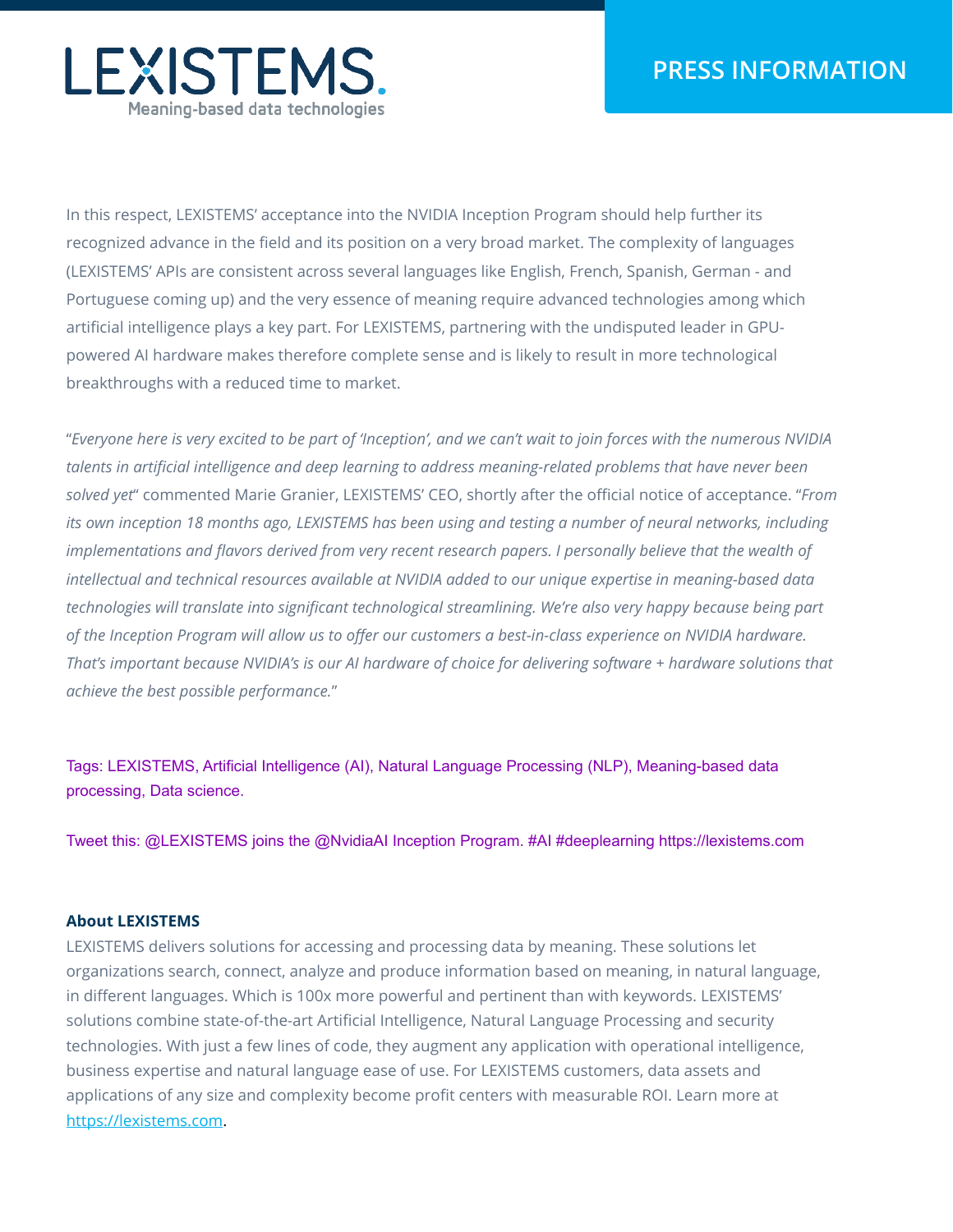In this respect, LEXISTEMS' acceptance into the NVIDIA Inception Program should help further its recognized advance in the field and its position on a very broad market. The complexity of languages (LEXISTEMS' APIs are consistent across several languages like English, French, Spanish, German - and Portuguese coming up) and the very essence of meaning require advanced technologies among which artificial intelligence plays a key part. For LEXISTEMS, partnering with the undisputed leader in GPU-powered AI hardware makes therefore complete sense and is likely to result in more technological breakthroughs with a reduced time to market.

"*Everyone here is very excited to be part of 'Inception', and we can't wait to join forces with the numerous NVIDIA talents in artificial intelligence and deep learning to address meaning-related problems that have never been solved yet*" commented Marie Granier, LEXISTEMS' CEO, shortly after the official notice of acceptance. "*From its own inception 18 months ago, LEXISTEMS has been using and testing a number of neural networks, including implementations and flavors derived from very recent research papers. I personally believe that the wealth of intellectual and technical resources available at NVIDIA added to our unique expertise in meaning-based data technologies will translate into significant technological streamlining. We're also very happy because being part of the Inception Program will allow us to offer our customers a best-in-class experience on NVIDIA hardware. That's important because NVIDIA's is our AI hardware of choice for delivering software + hardware solutions that achieve the best possible performance.*"

Tags: LEXISTEMS, Artificial Intelligence (AI), Natural Language Processing (NLP), Meaning-based data processing, Data science.

Tweet this: @LEXISTEMS joins the @NvidiaAI Inception Program. #AI #deeplearning https://lexistems.com

**About LEXISTEMS**

LEXISTEMS delivers solutions for accessing and processing data by meaning. These solutions let organizations search, connect, analyze and produce information based on meaning, in natural language, in different languages. Which is 100x more powerful and pertinent than with keywords. LEXISTEMS' solutions combine state-of-the-art Artificial Intelligence, Natural Language Processing and security technologies. With just a few lines of code, they augment any application with operational intelligence, business expertise and natural language ease of use. For LEXISTEMS customers, data assets and applications of any size and complexity become profit centers with measurable ROI. Learn more at https://lexistems.com.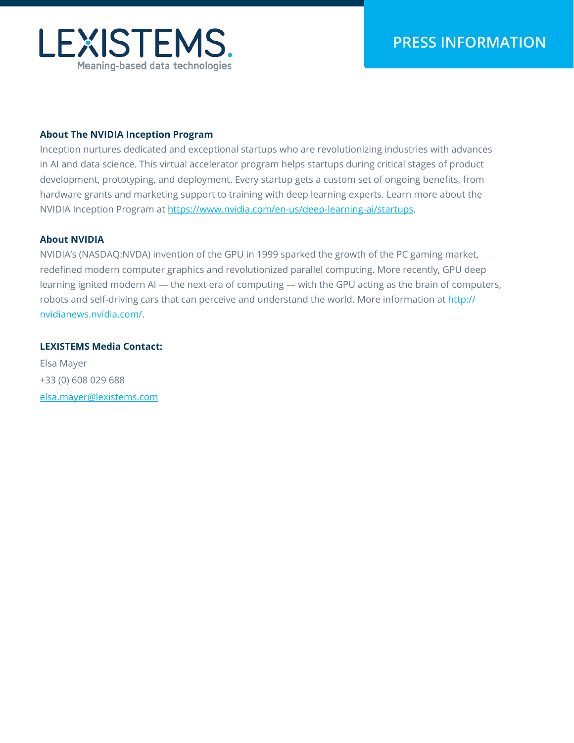**About The NVIDIA Inception Program**

Inception nurtures dedicated and exceptional startups who are revolutionizing industries with advances in AI and data science. This virtual accelerator program helps startups during critical stages of product development, prototyping, and deployment. Every startup gets a custom set of ongoing benefits, from hardware grants and marketing support to training with deep learning experts. Learn more about the NVIDIA Inception Program at https://www.nvidia.com/en-us/deep-learning-ai/startups.

**About NVIDIA**

NVIDIA's (NASDAQ:NVDA) invention of the GPU in 1999 sparked the growth of the PC gaming market, redefined modern computer graphics and revolutionized parallel computing. More recently, GPU deep learning ignited modern AI — the next era of computing — with the GPU acting as the brain of computers, robots and self-driving cars that can perceive and understand the world. More information at http://nvidianews.nvidia.com/.

**LEXISTEMS Media Contact:**

Elsa Mayer

+33 (0) 608 029 688

elsa.mayer@lexistems.com